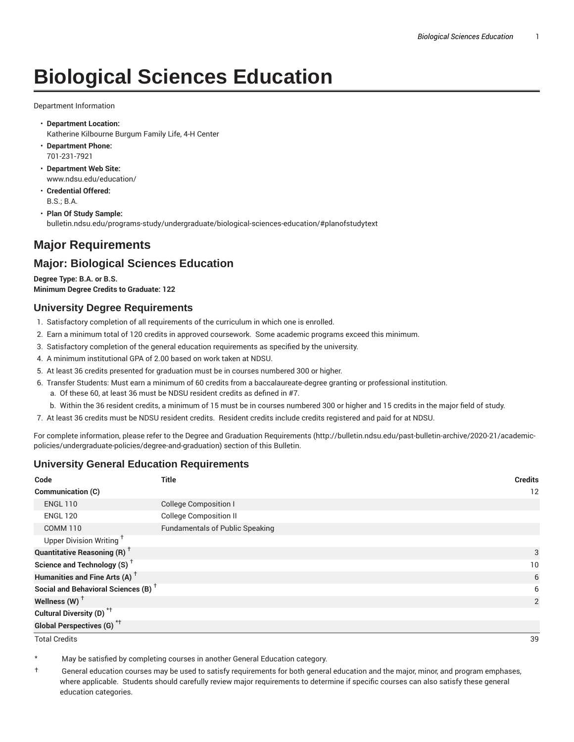# Biological Sciences Education

Department Information

- **Department Location:**
  Katherine Kilbourne Burgum Family Life, 4-H Center
- **Department Phone:**
  701-231-7921
- **Department Web Site:**
  www.ndsu.edu/education/
- **Credential Offered:**
  B.S.; B.A.
- **Plan Of Study Sample:**
  bulletin.ndsu.edu/programs-study/undergraduate/biological-sciences-education/#planofstudytext

## Major Requirements

## Major: Biological Sciences Education

**Degree Type: B.A. or B.S.**
**Minimum Degree Credits to Graduate: 122**

### University Degree Requirements

1. Satisfactory completion of all requirements of the curriculum in which one is enrolled.
2. Earn a minimum total of 120 credits in approved coursework. Some academic programs exceed this minimum.
3. Satisfactory completion of the general education requirements as specified by the university.
4. A minimum institutional GPA of 2.00 based on work taken at NDSU.
5. At least 36 credits presented for graduation must be in courses numbered 300 or higher.
6. Transfer Students: Must earn a minimum of 60 credits from a baccalaureate-degree granting or professional institution.
   a. Of these 60, at least 36 must be NDSU resident credits as defined in #7.
   b. Within the 36 resident credits, a minimum of 15 must be in courses numbered 300 or higher and 15 credits in the major field of study.
7. At least 36 credits must be NDSU resident credits. Resident credits include credits registered and paid for at NDSU.

For complete information, please refer to the Degree and Graduation Requirements (http://bulletin.ndsu.edu/past-bulletin-archive/2020-21/academic-policies/undergraduate-policies/degree-and-graduation) section of this Bulletin.

### University General Education Requirements

| Code | Title | Credits |
|---|---|---|
| **Communication (C)** | | 12 |
| ENGL 110 | College Composition I | |
| ENGL 120 | College Composition II | |
| COMM 110 | Fundamentals of Public Speaking | |
| Upper Division Writing † | | |
| **Quantitative Reasoning (R)** † | | 3 |
| **Science and Technology (S)** † | | 10 |
| **Humanities and Fine Arts (A)** † | | 6 |
| **Social and Behavioral Sciences (B)** † | | 6 |
| **Wellness (W)** † | | 2 |
| **Cultural Diversity (D)** *† | | |
| **Global Perspectives (G)** *† | | |
| Total Credits | | 39 |

\* May be satisfied by completing courses in another General Education category.

† General education courses may be used to satisfy requirements for both general education and the major, minor, and program emphases, where applicable. Students should carefully review major requirements to determine if specific courses can also satisfy these general education categories.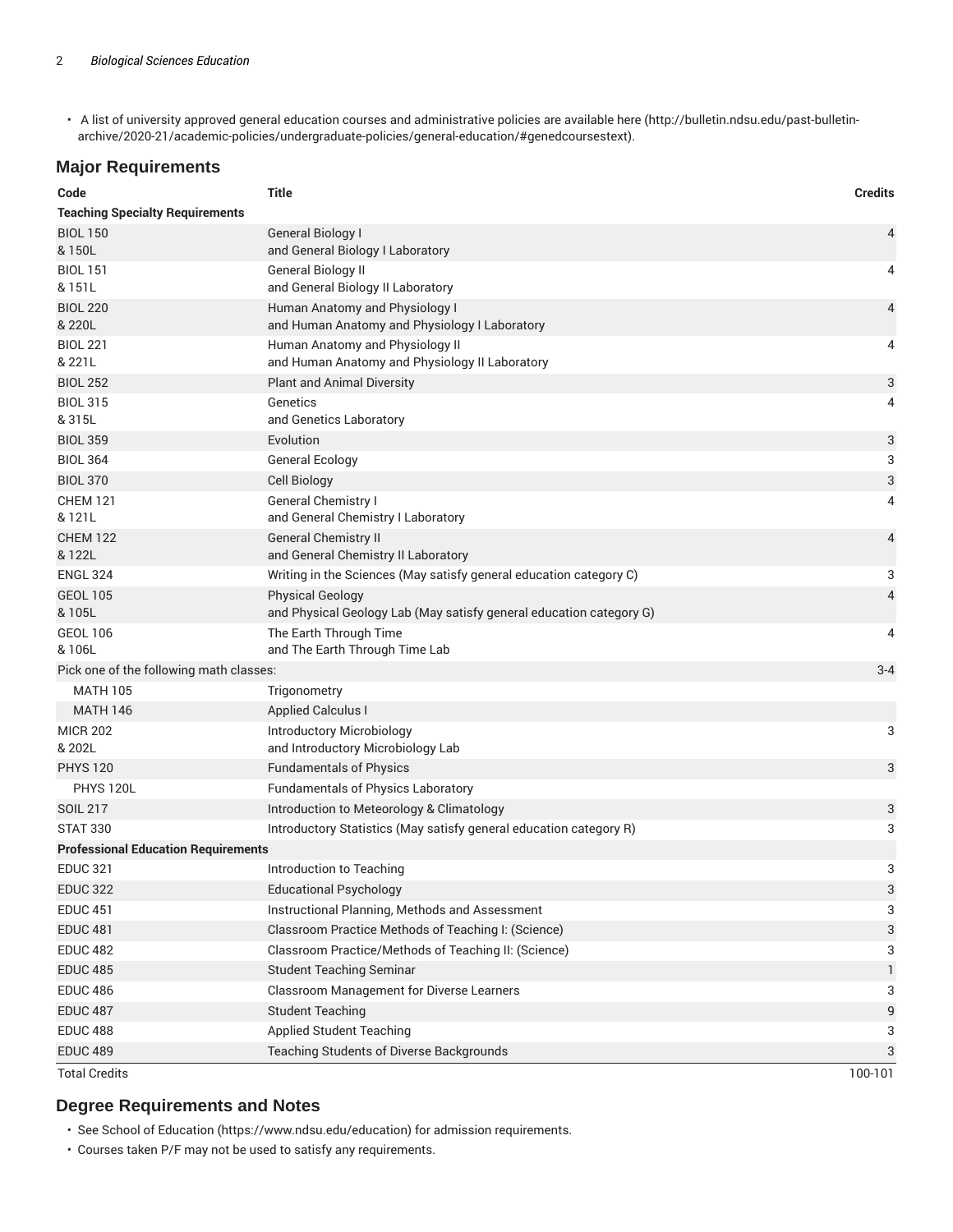- A list of university approved general education courses and administrative policies are available here (http://bulletin.ndsu.edu/past-bulletin-archive/2020-21/academic-policies/undergraduate-policies/general-education/#genedcoursestext).

## Major Requirements

| Code | Title | Credits |
|---|---|---|
| **Teaching Specialty Requirements** | | |
| BIOL 150 & 150L | General Biology I and General Biology I Laboratory | 4 |
| BIOL 151 & 151L | General Biology II and General Biology II Laboratory | 4 |
| BIOL 220 & 220L | Human Anatomy and Physiology I and Human Anatomy and Physiology I Laboratory | 4 |
| BIOL 221 & 221L | Human Anatomy and Physiology II and Human Anatomy and Physiology II Laboratory | 4 |
| BIOL 252 | Plant and Animal Diversity | 3 |
| BIOL 315 & 315L | Genetics and Genetics Laboratory | 4 |
| BIOL 359 | Evolution | 3 |
| BIOL 364 | General Ecology | 3 |
| BIOL 370 | Cell Biology | 3 |
| CHEM 121 & 121L | General Chemistry I and General Chemistry I Laboratory | 4 |
| CHEM 122 & 122L | General Chemistry II and General Chemistry II Laboratory | 4 |
| ENGL 324 | Writing in the Sciences (May satisfy general education category C) | 3 |
| GEOL 105 & 105L | Physical Geology and Physical Geology Lab (May satisfy general education category G) | 4 |
| GEOL 106 & 106L | The Earth Through Time and The Earth Through Time Lab | 4 |
| Pick one of the following math classes: | | 3-4 |
| MATH 105 | Trigonometry | |
| MATH 146 | Applied Calculus I | |
| MICR 202 & 202L | Introductory Microbiology and Introductory Microbiology Lab | 3 |
| PHYS 120 | Fundamentals of Physics | 3 |
| PHYS 120L | Fundamentals of Physics Laboratory | |
| SOIL 217 | Introduction to Meteorology & Climatology | 3 |
| STAT 330 | Introductory Statistics (May satisfy general education category R) | 3 |
| **Professional Education Requirements** | | |
| EDUC 321 | Introduction to Teaching | 3 |
| EDUC 322 | Educational Psychology | 3 |
| EDUC 451 | Instructional Planning, Methods and Assessment | 3 |
| EDUC 481 | Classroom Practice Methods of Teaching I: (Science) | 3 |
| EDUC 482 | Classroom Practice/Methods of Teaching II: (Science) | 3 |
| EDUC 485 | Student Teaching Seminar | 1 |
| EDUC 486 | Classroom Management for Diverse Learners | 3 |
| EDUC 487 | Student Teaching | 9 |
| EDUC 488 | Applied Student Teaching | 3 |
| EDUC 489 | Teaching Students of Diverse Backgrounds | 3 |
| Total Credits | | 100-101 |

## Degree Requirements and Notes

- See School of Education (https://www.ndsu.edu/education) for admission requirements.
- Courses taken P/F may not be used to satisfy any requirements.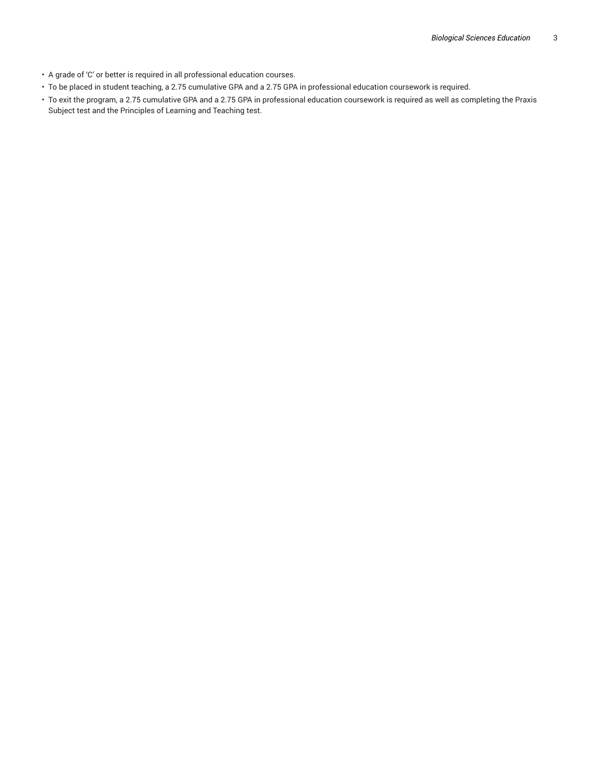- A grade of 'C' or better is required in all professional education courses.
- To be placed in student teaching, a 2.75 cumulative GPA and a 2.75 GPA in professional education coursework is required.
- To exit the program, a 2.75 cumulative GPA and a 2.75 GPA in professional education coursework is required as well as completing the Praxis Subject test and the Principles of Learning and Teaching test.